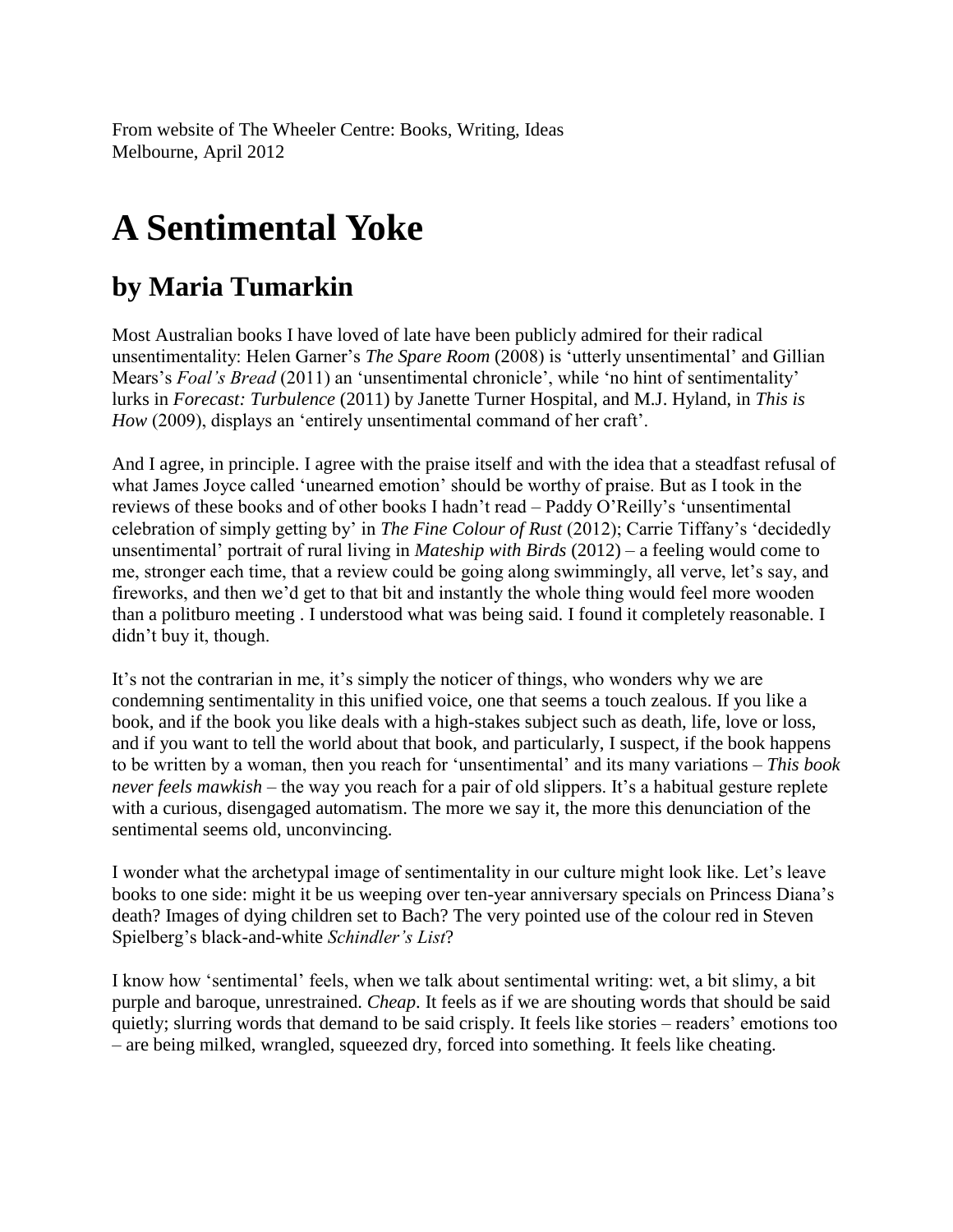From website of The Wheeler Centre: Books, Writing, Ideas
Melbourne, April 2012

# A Sentimental Yoke

## by Maria Tumarkin

Most Australian books I have loved of late have been publicly admired for their radical unsentimentality: Helen Garner's *The Spare Room* (2008) is 'utterly unsentimental' and Gillian Mears's *Foal's Bread* (2011) an 'unsentimental chronicle', while 'no hint of sentimentality' lurks in *Forecast: Turbulence* (2011) by Janette Turner Hospital, and M.J. Hyland, in *This is How* (2009), displays an 'entirely unsentimental command of her craft'.

And I agree, in principle. I agree with the praise itself and with the idea that a steadfast refusal of what James Joyce called 'unearned emotion' should be worthy of praise. But as I took in the reviews of these books and of other books I hadn't read – Paddy O'Reilly's 'unsentimental celebration of simply getting by' in *The Fine Colour of Rust* (2012); Carrie Tiffany's 'decidedly unsentimental' portrait of rural living in *Mateship with Birds* (2012) – a feeling would come to me, stronger each time, that a review could be going along swimmingly, all verve, let's say, and fireworks, and then we'd get to that bit and instantly the whole thing would feel more wooden than a politburo meeting . I understood what was being said. I found it completely reasonable. I didn't buy it, though.

It's not the contrarian in me, it's simply the noticer of things, who wonders why we are condemning sentimentality in this unified voice, one that seems a touch zealous. If you like a book, and if the book you like deals with a high-stakes subject such as death, life, love or loss, and if you want to tell the world about that book, and particularly, I suspect, if the book happens to be written by a woman, then you reach for 'unsentimental' and its many variations – *This book never feels mawkish* – the way you reach for a pair of old slippers. It's a habitual gesture replete with a curious, disengaged automatism. The more we say it, the more this denunciation of the sentimental seems old, unconvincing.

I wonder what the archetypal image of sentimentality in our culture might look like. Let's leave books to one side: might it be us weeping over ten-year anniversary specials on Princess Diana's death? Images of dying children set to Bach? The very pointed use of the colour red in Steven Spielberg's black-and-white *Schindler's List*?

I know how 'sentimental' feels, when we talk about sentimental writing: wet, a bit slimy, a bit purple and baroque, unrestrained. *Cheap*. It feels as if we are shouting words that should be said quietly; slurring words that demand to be said crisply. It feels like stories – readers' emotions too – are being milked, wrangled, squeezed dry, forced into something. It feels like cheating.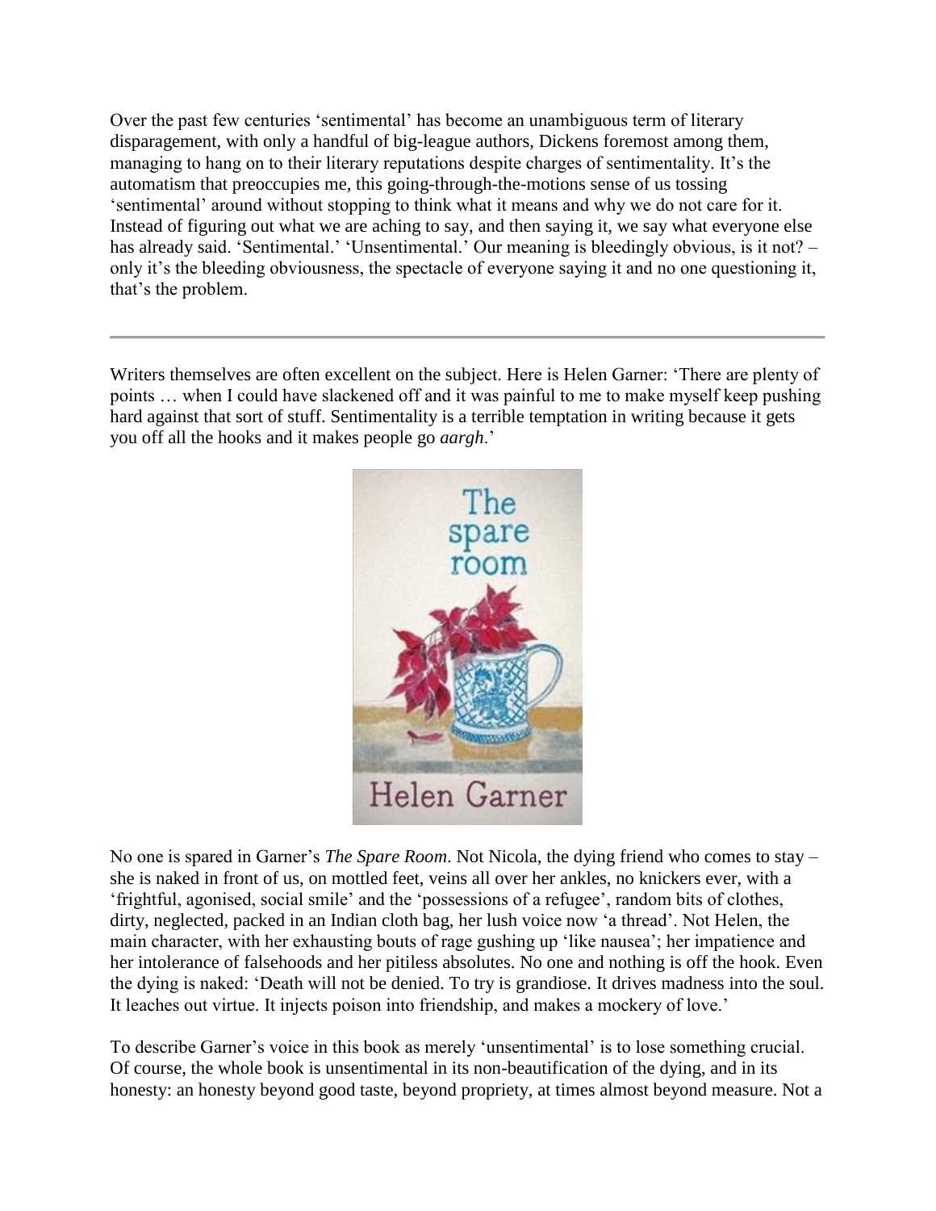Over the past few centuries 'sentimental' has become an unambiguous term of literary disparagement, with only a handful of big-league authors, Dickens foremost among them, managing to hang on to their literary reputations despite charges of sentimentality. It's the automatism that preoccupies me, this going-through-the-motions sense of us tossing 'sentimental' around without stopping to think what it means and why we do not care for it. Instead of figuring out what we are aching to say, and then saying it, we say what everyone else has already said. 'Sentimental.' 'Unsentimental.' Our meaning is bleedingly obvious, is it not? – only it's the bleeding obviousness, the spectacle of everyone saying it and no one questioning it, that's the problem.

---

Writers themselves are often excellent on the subject. Here is Helen Garner: 'There are plenty of points … when I could have slackened off and it was painful to me to make myself keep pushing hard against that sort of stuff. Sentimentality is a terrible temptation in writing because it gets you off all the hooks and it makes people go *aargh*.'

No one is spared in Garner's *The Spare Room*. Not Nicola, the dying friend who comes to stay – she is naked in front of us, on mottled feet, veins all over her ankles, no knickers ever, with a 'frightful, agonised, social smile' and the 'possessions of a refugee', random bits of clothes, dirty, neglected, packed in an Indian cloth bag, her lush voice now 'a thread'. Not Helen, the main character, with her exhausting bouts of rage gushing up 'like nausea'; her impatience and her intolerance of falsehoods and her pitiless absolutes. No one and nothing is off the hook. Even the dying is naked: 'Death will not be denied. To try is grandiose. It drives madness into the soul. It leaches out virtue. It injects poison into friendship, and makes a mockery of love.'

To describe Garner's voice in this book as merely 'unsentimental' is to lose something crucial. Of course, the whole book is unsentimental in its non-beautification of the dying, and in its honesty: an honesty beyond good taste, beyond propriety, at times almost beyond measure. Not a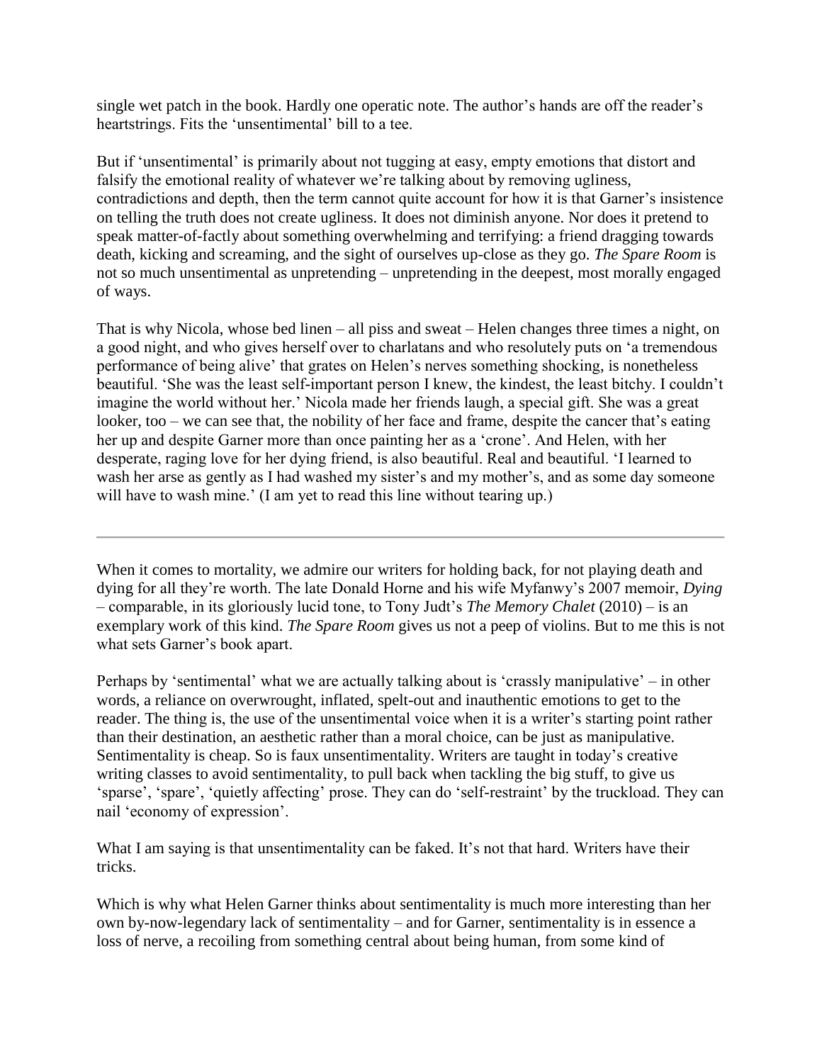single wet patch in the book. Hardly one operatic note. The author's hands are off the reader's heartstrings. Fits the 'unsentimental' bill to a tee.

But if 'unsentimental' is primarily about not tugging at easy, empty emotions that distort and falsify the emotional reality of whatever we're talking about by removing ugliness, contradictions and depth, then the term cannot quite account for how it is that Garner's insistence on telling the truth does not create ugliness. It does not diminish anyone. Nor does it pretend to speak matter-of-factly about something overwhelming and terrifying: a friend dragging towards death, kicking and screaming, and the sight of ourselves up-close as they go. *The Spare Room* is not so much unsentimental as unpretending – unpretending in the deepest, most morally engaged of ways.

That is why Nicola, whose bed linen – all piss and sweat – Helen changes three times a night, on a good night, and who gives herself over to charlatans and who resolutely puts on 'a tremendous performance of being alive' that grates on Helen's nerves something shocking, is nonetheless beautiful. 'She was the least self-important person I knew, the kindest, the least bitchy. I couldn't imagine the world without her.' Nicola made her friends laugh, a special gift. She was a great looker, too – we can see that, the nobility of her face and frame, despite the cancer that's eating her up and despite Garner more than once painting her as a 'crone'. And Helen, with her desperate, raging love for her dying friend, is also beautiful. Real and beautiful. 'I learned to wash her arse as gently as I had washed my sister's and my mother's, and as some day someone will have to wash mine.' (I am yet to read this line without tearing up.)

---

When it comes to mortality, we admire our writers for holding back, for not playing death and dying for all they're worth. The late Donald Horne and his wife Myfanwy's 2007 memoir, *Dying* – comparable, in its gloriously lucid tone, to Tony Judt's *The Memory Chalet* (2010) – is an exemplary work of this kind. *The Spare Room* gives us not a peep of violins. But to me this is not what sets Garner's book apart.

Perhaps by 'sentimental' what we are actually talking about is 'crassly manipulative' – in other words, a reliance on overwrought, inflated, spelt-out and inauthentic emotions to get to the reader. The thing is, the use of the unsentimental voice when it is a writer's starting point rather than their destination, an aesthetic rather than a moral choice, can be just as manipulative. Sentimentality is cheap. So is faux unsentimentality. Writers are taught in today's creative writing classes to avoid sentimentality, to pull back when tackling the big stuff, to give us 'sparse', 'spare', 'quietly affecting' prose. They can do 'self-restraint' by the truckload. They can nail 'economy of expression'.

What I am saying is that unsentimentality can be faked. It's not that hard. Writers have their tricks.

Which is why what Helen Garner thinks about sentimentality is much more interesting than her own by-now-legendary lack of sentimentality – and for Garner, sentimentality is in essence a loss of nerve, a recoiling from something central about being human, from some kind of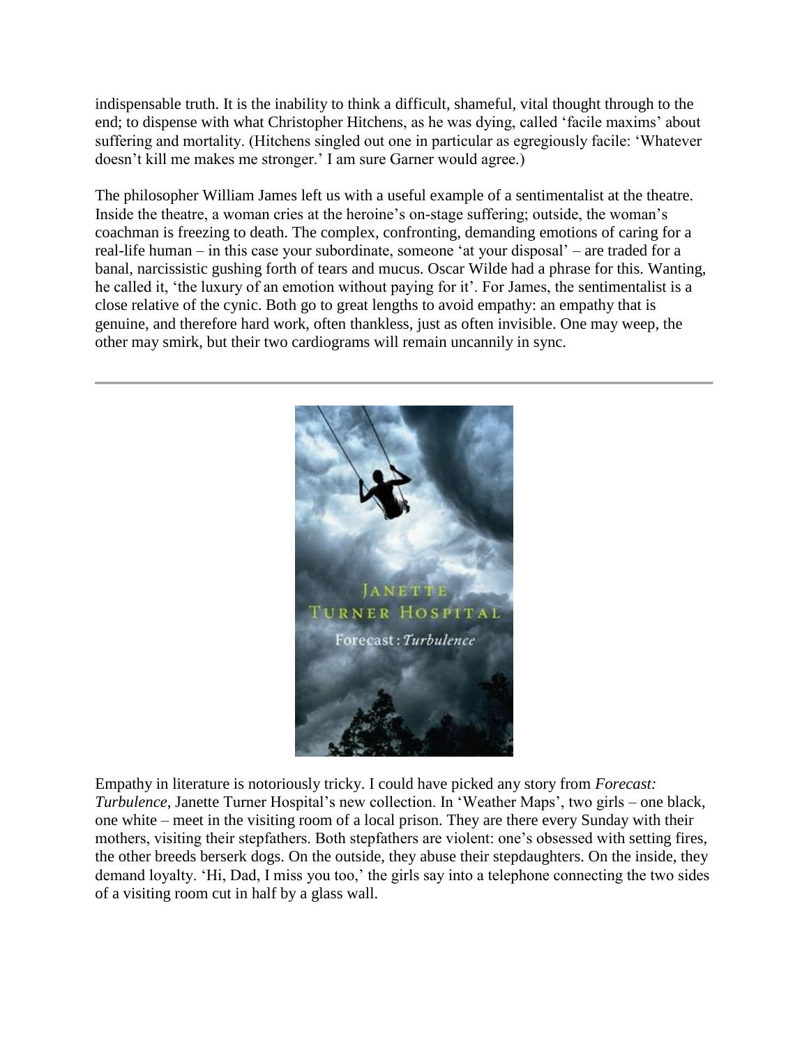indispensable truth. It is the inability to think a difficult, shameful, vital thought through to the end; to dispense with what Christopher Hitchens, as he was dying, called 'facile maxims' about suffering and mortality. (Hitchens singled out one in particular as egregiously facile: 'Whatever doesn't kill me makes me stronger.' I am sure Garner would agree.)

The philosopher William James left us with a useful example of a sentimentalist at the theatre. Inside the theatre, a woman cries at the heroine's on-stage suffering; outside, the woman's coachman is freezing to death. The complex, confronting, demanding emotions of caring for a real-life human – in this case your subordinate, someone 'at your disposal' – are traded for a banal, narcissistic gushing forth of tears and mucus. Oscar Wilde had a phrase for this. Wanting, he called it, 'the luxury of an emotion without paying for it'. For James, the sentimentalist is a close relative of the cynic. Both go to great lengths to avoid empathy: an empathy that is genuine, and therefore hard work, often thankless, just as often invisible. One may weep, the other may smirk, but their two cardiograms will remain uncannily in sync.

---

Empathy in literature is notoriously tricky. I could have picked any story from *Forecast: Turbulence*, Janette Turner Hospital's new collection. In 'Weather Maps', two girls – one black, one white – meet in the visiting room of a local prison. They are there every Sunday with their mothers, visiting their stepfathers. Both stepfathers are violent: one's obsessed with setting fires, the other breeds berserk dogs. On the outside, they abuse their stepdaughters. On the inside, they demand loyalty. 'Hi, Dad, I miss you too,' the girls say into a telephone connecting the two sides of a visiting room cut in half by a glass wall.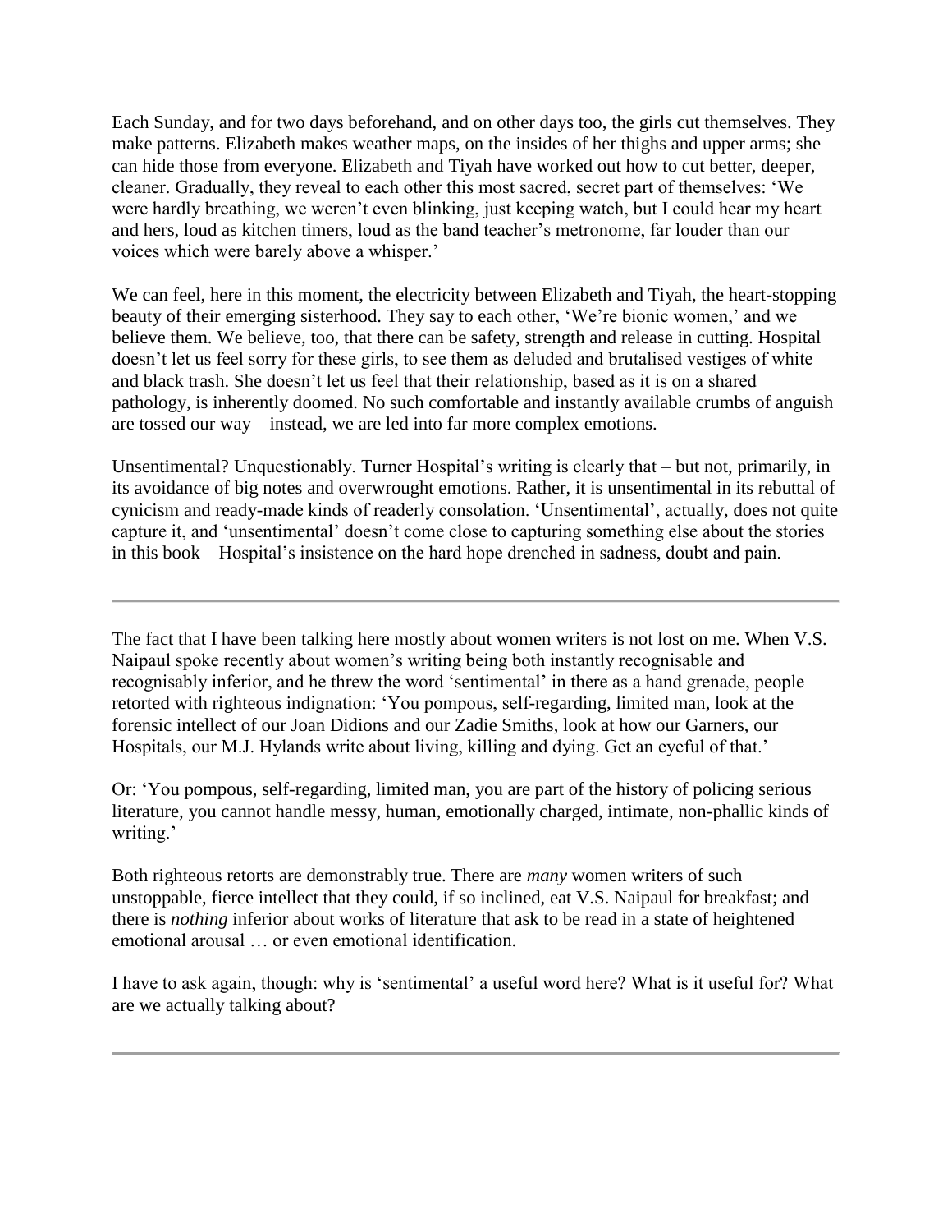Each Sunday, and for two days beforehand, and on other days too, the girls cut themselves. They make patterns. Elizabeth makes weather maps, on the insides of her thighs and upper arms; she can hide those from everyone. Elizabeth and Tiyah have worked out how to cut better, deeper, cleaner. Gradually, they reveal to each other this most sacred, secret part of themselves: 'We were hardly breathing, we weren't even blinking, just keeping watch, but I could hear my heart and hers, loud as kitchen timers, loud as the band teacher's metronome, far louder than our voices which were barely above a whisper.'

We can feel, here in this moment, the electricity between Elizabeth and Tiyah, the heart-stopping beauty of their emerging sisterhood. They say to each other, 'We're bionic women,' and we believe them. We believe, too, that there can be safety, strength and release in cutting. Hospital doesn't let us feel sorry for these girls, to see them as deluded and brutalised vestiges of white and black trash. She doesn't let us feel that their relationship, based as it is on a shared pathology, is inherently doomed. No such comfortable and instantly available crumbs of anguish are tossed our way – instead, we are led into far more complex emotions.

Unsentimental? Unquestionably. Turner Hospital's writing is clearly that – but not, primarily, in its avoidance of big notes and overwrought emotions. Rather, it is unsentimental in its rebuttal of cynicism and ready-made kinds of readerly consolation. 'Unsentimental', actually, does not quite capture it, and 'unsentimental' doesn't come close to capturing something else about the stories in this book – Hospital's insistence on the hard hope drenched in sadness, doubt and pain.

---

The fact that I have been talking here mostly about women writers is not lost on me. When V.S. Naipaul spoke recently about women's writing being both instantly recognisable and recognisably inferior, and he threw the word 'sentimental' in there as a hand grenade, people retorted with righteous indignation: 'You pompous, self-regarding, limited man, look at the forensic intellect of our Joan Didions and our Zadie Smiths, look at how our Garners, our Hospitals, our M.J. Hylands write about living, killing and dying. Get an eyeful of that.'

Or: 'You pompous, self-regarding, limited man, you are part of the history of policing serious literature, you cannot handle messy, human, emotionally charged, intimate, non-phallic kinds of writing.'

Both righteous retorts are demonstrably true. There are *many* women writers of such unstoppable, fierce intellect that they could, if so inclined, eat V.S. Naipaul for breakfast; and there is *nothing* inferior about works of literature that ask to be read in a state of heightened emotional arousal … or even emotional identification.

I have to ask again, though: why is 'sentimental' a useful word here? What is it useful for? What are we actually talking about?

---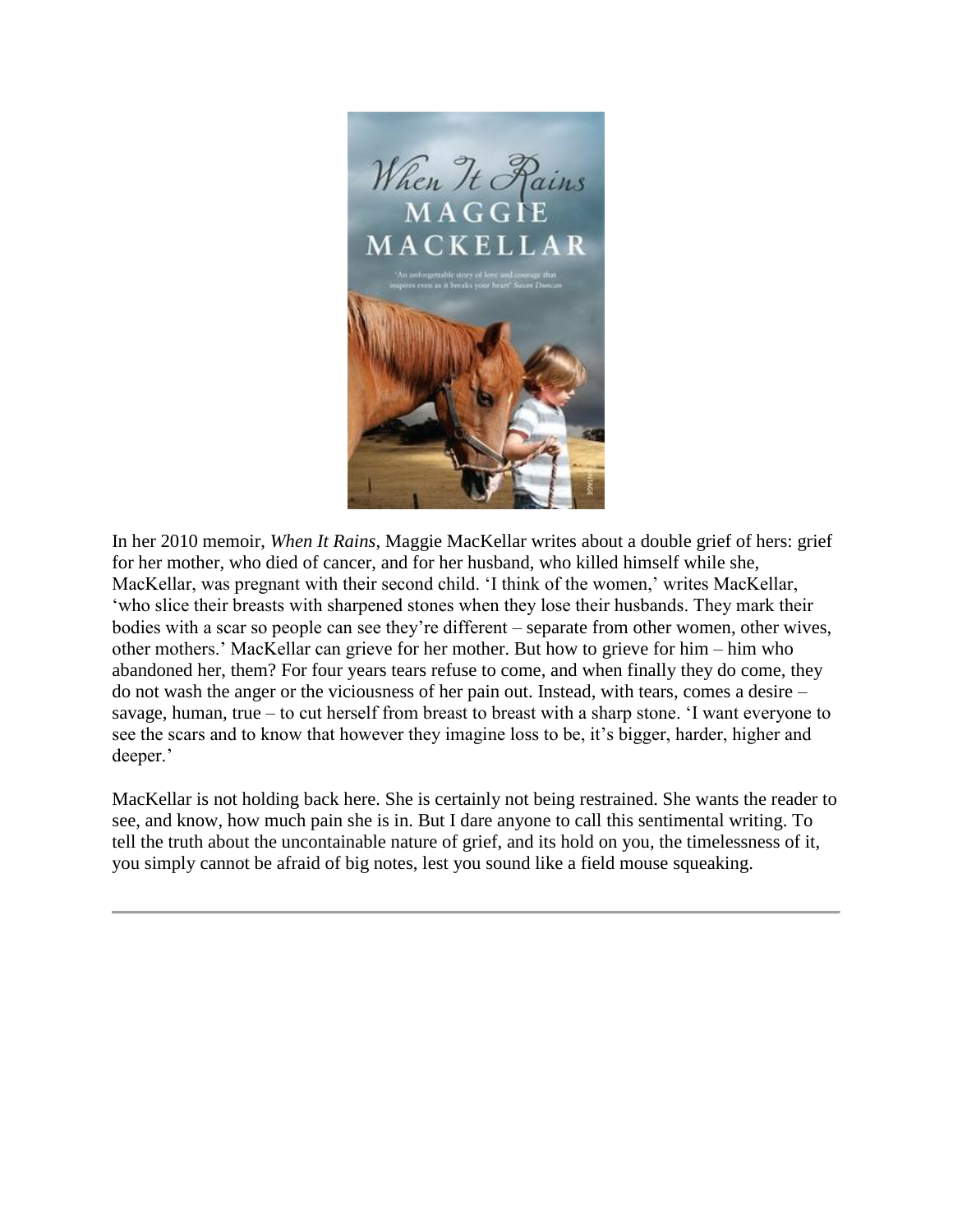In her 2010 memoir, *When It Rains*, Maggie MacKellar writes about a double grief of hers: grief for her mother, who died of cancer, and for her husband, who killed himself while she, MacKellar, was pregnant with their second child. 'I think of the women,' writes MacKellar, 'who slice their breasts with sharpened stones when they lose their husbands. They mark their bodies with a scar so people can see they're different – separate from other women, other wives, other mothers.' MacKellar can grieve for her mother. But how to grieve for him – him who abandoned her, them? For four years tears refuse to come, and when finally they do come, they do not wash the anger or the viciousness of her pain out. Instead, with tears, comes a desire – savage, human, true – to cut herself from breast to breast with a sharp stone. 'I want everyone to see the scars and to know that however they imagine loss to be, it's bigger, harder, higher and deeper.'

MacKellar is not holding back here. She is certainly not being restrained. She wants the reader to see, and know, how much pain she is in. But I dare anyone to call this sentimental writing. To tell the truth about the uncontainable nature of grief, and its hold on you, the timelessness of it, you simply cannot be afraid of big notes, lest you sound like a field mouse squeaking.

---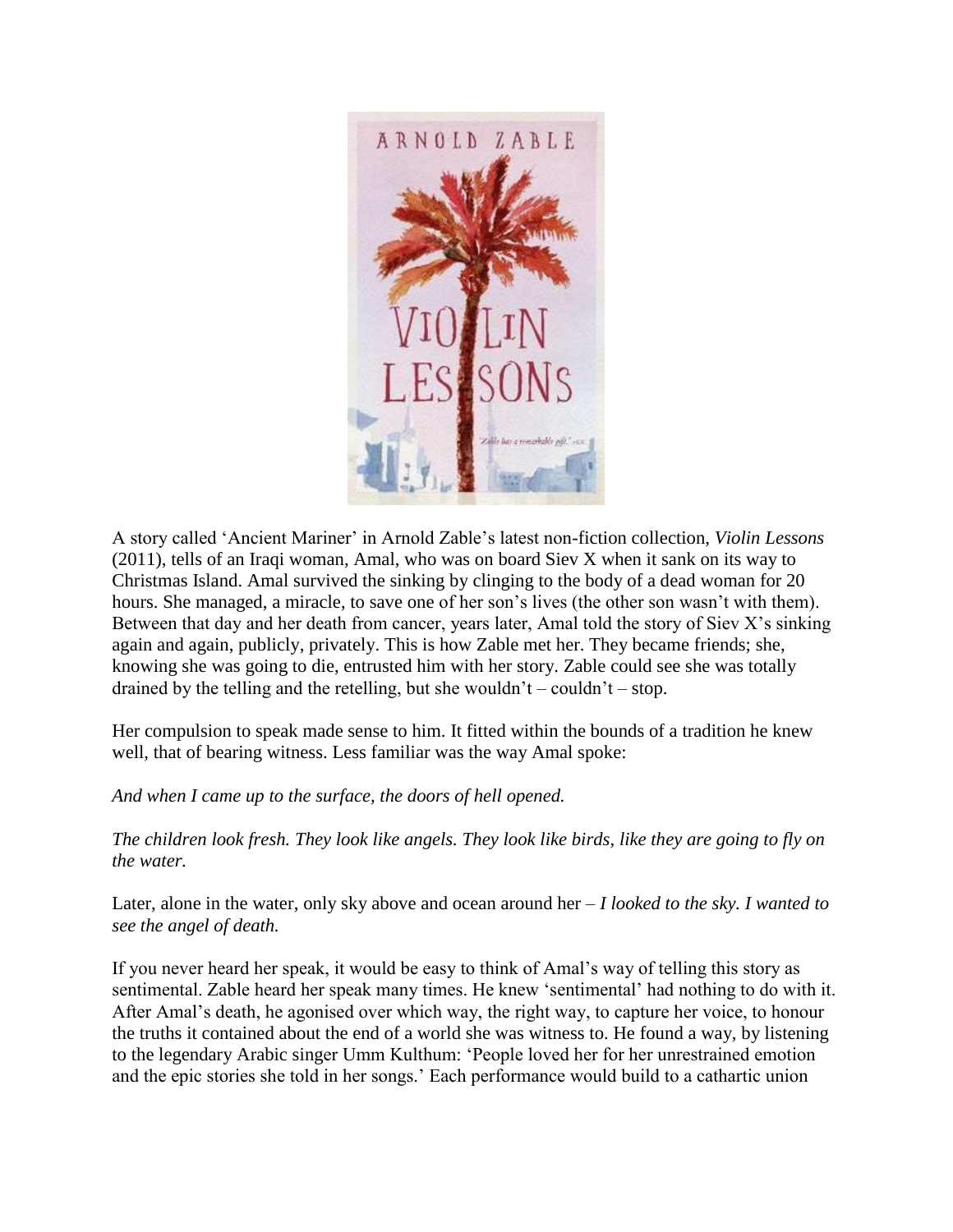A story called 'Ancient Mariner' in Arnold Zable's latest non-fiction collection, *Violin Lessons* (2011), tells of an Iraqi woman, Amal, who was on board Siev X when it sank on its way to Christmas Island. Amal survived the sinking by clinging to the body of a dead woman for 20 hours. She managed, a miracle, to save one of her son's lives (the other son wasn't with them). Between that day and her death from cancer, years later, Amal told the story of Siev X's sinking again and again, publicly, privately. This is how Zable met her. They became friends; she, knowing she was going to die, entrusted him with her story. Zable could see she was totally drained by the telling and the retelling, but she wouldn't – couldn't – stop.

Her compulsion to speak made sense to him. It fitted within the bounds of a tradition he knew well, that of bearing witness. Less familiar was the way Amal spoke:

*And when I came up to the surface, the doors of hell opened.*

*The children look fresh. They look like angels. They look like birds, like they are going to fly on the water.*

Later, alone in the water, only sky above and ocean around her – *I looked to the sky. I wanted to see the angel of death.*

If you never heard her speak, it would be easy to think of Amal's way of telling this story as sentimental. Zable heard her speak many times. He knew 'sentimental' had nothing to do with it. After Amal's death, he agonised over which way, the right way, to capture her voice, to honour the truths it contained about the end of a world she was witness to. He found a way, by listening to the legendary Arabic singer Umm Kulthum: 'People loved her for her unrestrained emotion and the epic stories she told in her songs.' Each performance would build to a cathartic union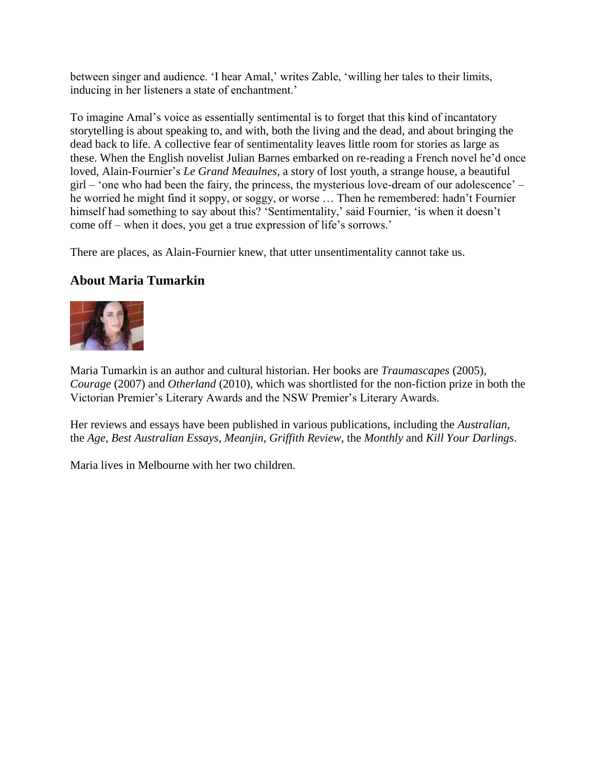between singer and audience. 'I hear Amal,' writes Zable, 'willing her tales to their limits, inducing in her listeners a state of enchantment.'

To imagine Amal's voice as essentially sentimental is to forget that this kind of incantatory storytelling is about speaking to, and with, both the living and the dead, and about bringing the dead back to life. A collective fear of sentimentality leaves little room for stories as large as these. When the English novelist Julian Barnes embarked on re-reading a French novel he'd once loved, Alain-Fournier's *Le Grand Meaulnes*, a story of lost youth, a strange house, a beautiful girl – 'one who had been the fairy, the princess, the mysterious love-dream of our adolescence' – he worried he might find it soppy, or soggy, or worse … Then he remembered: hadn't Fournier himself had something to say about this? 'Sentimentality,' said Fournier, 'is when it doesn't come off – when it does, you get a true expression of life's sorrows.'

There are places, as Alain-Fournier knew, that utter unsentimentality cannot take us.

## About Maria Tumarkin

Maria Tumarkin is an author and cultural historian. Her books are *Traumascapes* (2005), *Courage* (2007) and *Otherland* (2010), which was shortlisted for the non-fiction prize in both the Victorian Premier's Literary Awards and the NSW Premier's Literary Awards.

Her reviews and essays have been published in various publications, including the *Australian*, the *Age*, *Best Australian Essays*, *Meanjin*, *Griffith Review*, the *Monthly* and *Kill Your Darlings*.

Maria lives in Melbourne with her two children.